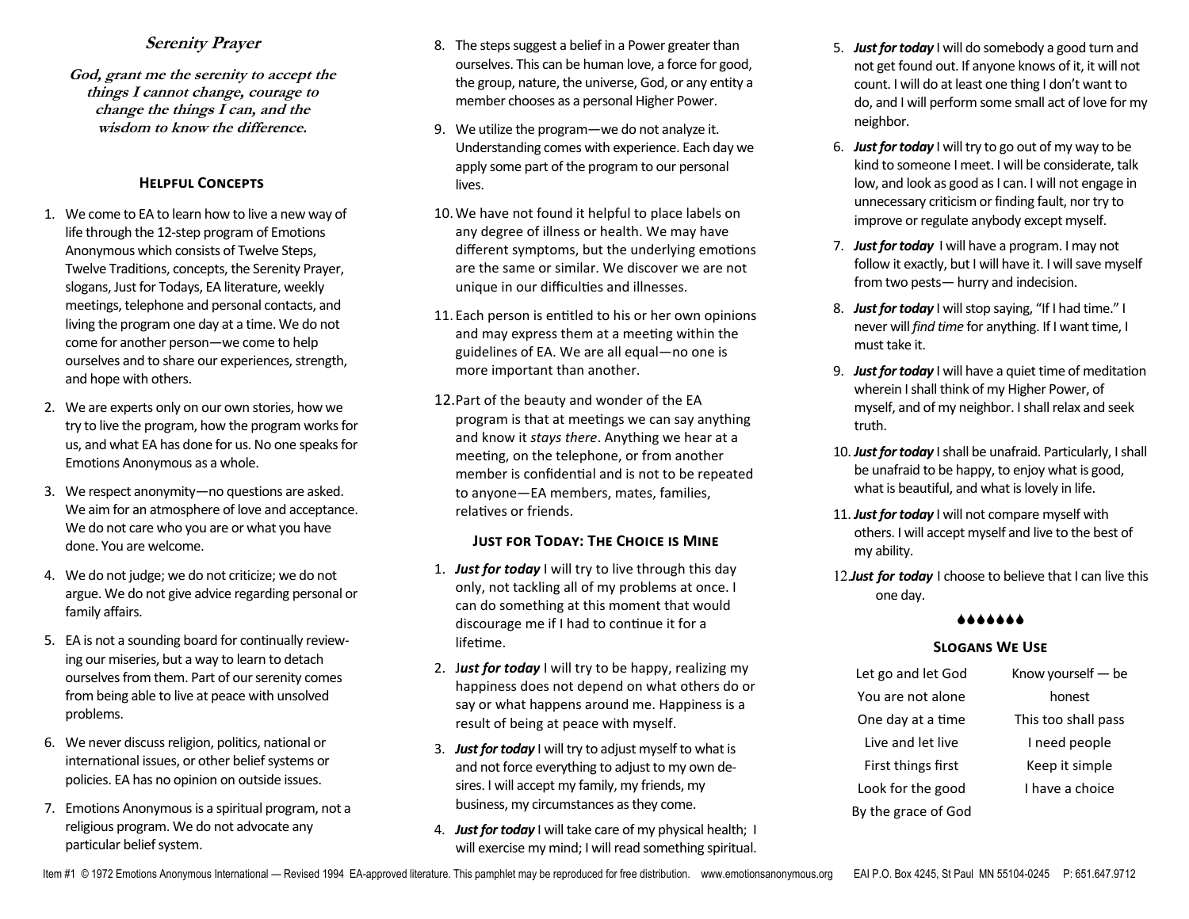## *Serenity Prayer*

***God, grant me the serenity to accept the things I cannot change, courage to change the things I can, and the wisdom to know the difference.***

### Helpful Concepts

1. We come to EA to learn how to live a new way of life through the 12-step program of Emotions Anonymous which consists of Twelve Steps, Twelve Traditions, concepts, the Serenity Prayer, slogans, Just for Todays, EA literature, weekly meetings, telephone and personal contacts, and living the program one day at a time. We do not come for another person—we come to help ourselves and to share our experiences, strength, and hope with others.
2. We are experts only on our own stories, how we try to live the program, how the program works for us, and what EA has done for us. No one speaks for Emotions Anonymous as a whole.
3. We respect anonymity—no questions are asked. We aim for an atmosphere of love and acceptance. We do not care who you are or what you have done. You are welcome.
4. We do not judge; we do not criticize; we do not argue. We do not give advice regarding personal or family affairs.
5. EA is not a sounding board for continually reviewing our miseries, but a way to learn to detach ourselves from them. Part of our serenity comes from being able to live at peace with unsolved problems.
6. We never discuss religion, politics, national or international issues, or other belief systems or policies. EA has no opinion on outside issues.
7. Emotions Anonymous is a spiritual program, not a religious program. We do not advocate any particular belief system.
8. The steps suggest a belief in a Power greater than ourselves. This can be human love, a force for good, the group, nature, the universe, God, or any entity a member chooses as a personal Higher Power.
9. We utilize the program—we do not analyze it. Understanding comes with experience. Each day we apply some part of the program to our personal lives.
10. We have not found it helpful to place labels on any degree of illness or health. We may have different symptoms, but the underlying emotions are the same or similar. We discover we are not unique in our difficulties and illnesses.
11. Each person is entitled to his or her own opinions and may express them at a meeting within the guidelines of EA. We are all equal—no one is more important than another.
12. Part of the beauty and wonder of the EA program is that at meetings we can say anything and know it *stays there*. Anything we hear at a meeting, on the telephone, or from another member is confidential and is not to be repeated to anyone—EA members, mates, families, relatives or friends.

### Just for Today: The Choice is Mine

1. ***Just for today*** I will try to live through this day only, not tackling all of my problems at once. I can do something at this moment that would discourage me if I had to continue it for a lifetime.
2. ***Just for today*** I will try to be happy, realizing my happiness does not depend on what others do or say or what happens around me. Happiness is a result of being at peace with myself.
3. ***Just for today*** I will try to adjust myself to what is and not force everything to adjust to my own desires. I will accept my family, my friends, my business, my circumstances as they come.
4. ***Just for today*** I will take care of my physical health; I will exercise my mind; I will read something spiritual.
5. ***Just for today*** I will do somebody a good turn and not get found out. If anyone knows of it, it will not count. I will do at least one thing I don't want to do, and I will perform some small act of love for my neighbor.
6. ***Just for today*** I will try to go out of my way to be kind to someone I meet. I will be considerate, talk low, and look as good as I can. I will not engage in unnecessary criticism or finding fault, nor try to improve or regulate anybody except myself.
7. ***Just for today*** I will have a program. I may not follow it exactly, but I will have it. I will save myself from two pests— hurry and indecision.
8. ***Just for today*** I will stop saying, "If I had time." I never will *find time* for anything. If I want time, I must take it.
9. ***Just for today*** I will have a quiet time of meditation wherein I shall think of my Higher Power, of myself, and of my neighbor. I shall relax and seek truth.
10. ***Just for today*** I shall be unafraid. Particularly, I shall be unafraid to be happy, to enjoy what is good, what is beautiful, and what is lovely in life.
11. ***Just for today*** I will not compare myself with others. I will accept myself and live to the best of my ability.
12. ***Just for today*** I choose to believe that I can live this one day.

♠♠♠♠♠♠♠

### Slogans We Use

- Let go and let God
- You are not alone
- One day at a time
- Live and let live
- First things first
- Look for the good
- By the grace of God
- Know yourself — be honest
- This too shall pass
- I need people
- Keep it simple
- I have a choice

Item #1 © 1972 Emotions Anonymous International — Revised 1994 EA-approved literature. This pamphlet may be reproduced for free distribution. www.emotionsanonymous.org EAI P.O. Box 4245, St Paul MN 55104-0245 P: 651.647.9712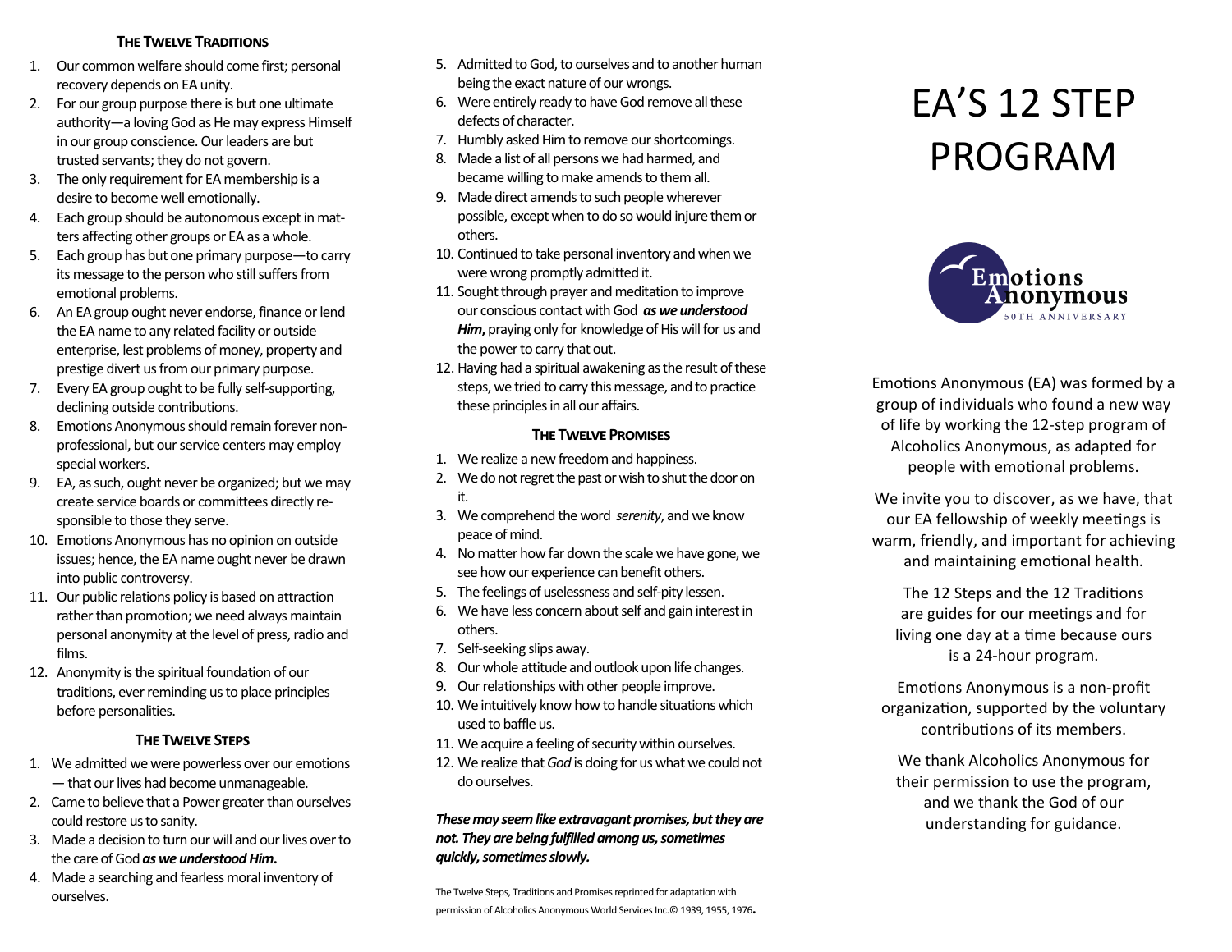### THE TWELVE TRADITIONS

1. Our common welfare should come first; personal recovery depends on EA unity.
2. For our group purpose there is but one ultimate authority—a loving God as He may express Himself in our group conscience. Our leaders are but trusted servants; they do not govern.
3. The only requirement for EA membership is a desire to become well emotionally.
4. Each group should be autonomous except in matters affecting other groups or EA as a whole.
5. Each group has but one primary purpose—to carry its message to the person who still suffers from emotional problems.
6. An EA group ought never endorse, finance or lend the EA name to any related facility or outside enterprise, lest problems of money, property and prestige divert us from our primary purpose.
7. Every EA group ought to be fully self-supporting, declining outside contributions.
8. Emotions Anonymous should remain forever non-professional, but our service centers may employ special workers.
9. EA, as such, ought never be organized; but we may create service boards or committees directly responsible to those they serve.
10. Emotions Anonymous has no opinion on outside issues; hence, the EA name ought never be drawn into public controversy.
11. Our public relations policy is based on attraction rather than promotion; we need always maintain personal anonymity at the level of press, radio and films.
12. Anonymity is the spiritual foundation of our traditions, ever reminding us to place principles before personalities.

### THE TWELVE STEPS

1. We admitted we were powerless over our emotions — that our lives had become unmanageable.
2. Came to believe that a Power greater than ourselves could restore us to sanity.
3. Made a decision to turn our will and our lives over to the care of God ***as we understood Him*.**
4. Made a searching and fearless moral inventory of ourselves.
5. Admitted to God, to ourselves and to another human being the exact nature of our wrongs.
6. Were entirely ready to have God remove all these defects of character.
7. Humbly asked Him to remove our shortcomings.
8. Made a list of all persons we had harmed, and became willing to make amends to them all.
9. Made direct amends to such people wherever possible, except when to do so would injure them or others.
10. Continued to take personal inventory and when we were wrong promptly admitted it.
11. Sought through prayer and meditation to improve our conscious contact with God ***as we understood Him*,** praying only for knowledge of His will for us and the power to carry that out.
12. Having had a spiritual awakening as the result of these steps, we tried to carry this message, and to practice these principles in all our affairs.

### THE TWELVE PROMISES

1. We realize a new freedom and happiness.
2. We do not regret the past or wish to shut the door on it.
3. We comprehend the word *serenity*, and we know peace of mind.
4. No matter how far down the scale we have gone, we see how our experience can benefit others.
5. **T**he feelings of uselessness and self-pity lessen.
6. We have less concern about self and gain interest in others.
7. Self-seeking slips away.
8. Our whole attitude and outlook upon life changes.
9. Our relationships with other people improve.
10. We intuitively know how to handle situations which used to baffle us.
11. We acquire a feeling of security within ourselves.
12. We realize that *God* is doing for us what we could not do ourselves.

***These may seem like extravagant promises, but they are not. They are being fulfilled among us, sometimes quickly, sometimes slowly.***

The Twelve Steps, Traditions and Promises reprinted for adaptation with permission of Alcoholics Anonymous World Services Inc.© 1939, 1955, 1976.

# EA'S 12 STEP PROGRAM

Emotions Anonymous 50TH ANNIVERSARY

Emotions Anonymous (EA) was formed by a group of individuals who found a new way of life by working the 12-step program of Alcoholics Anonymous, as adapted for people with emotional problems.

We invite you to discover, as we have, that our EA fellowship of weekly meetings is warm, friendly, and important for achieving and maintaining emotional health.

The 12 Steps and the 12 Traditions are guides for our meetings and for living one day at a time because ours is a 24-hour program.

Emotions Anonymous is a non-profit organization, supported by the voluntary contributions of its members.

We thank Alcoholics Anonymous for their permission to use the program, and we thank the God of our understanding for guidance.